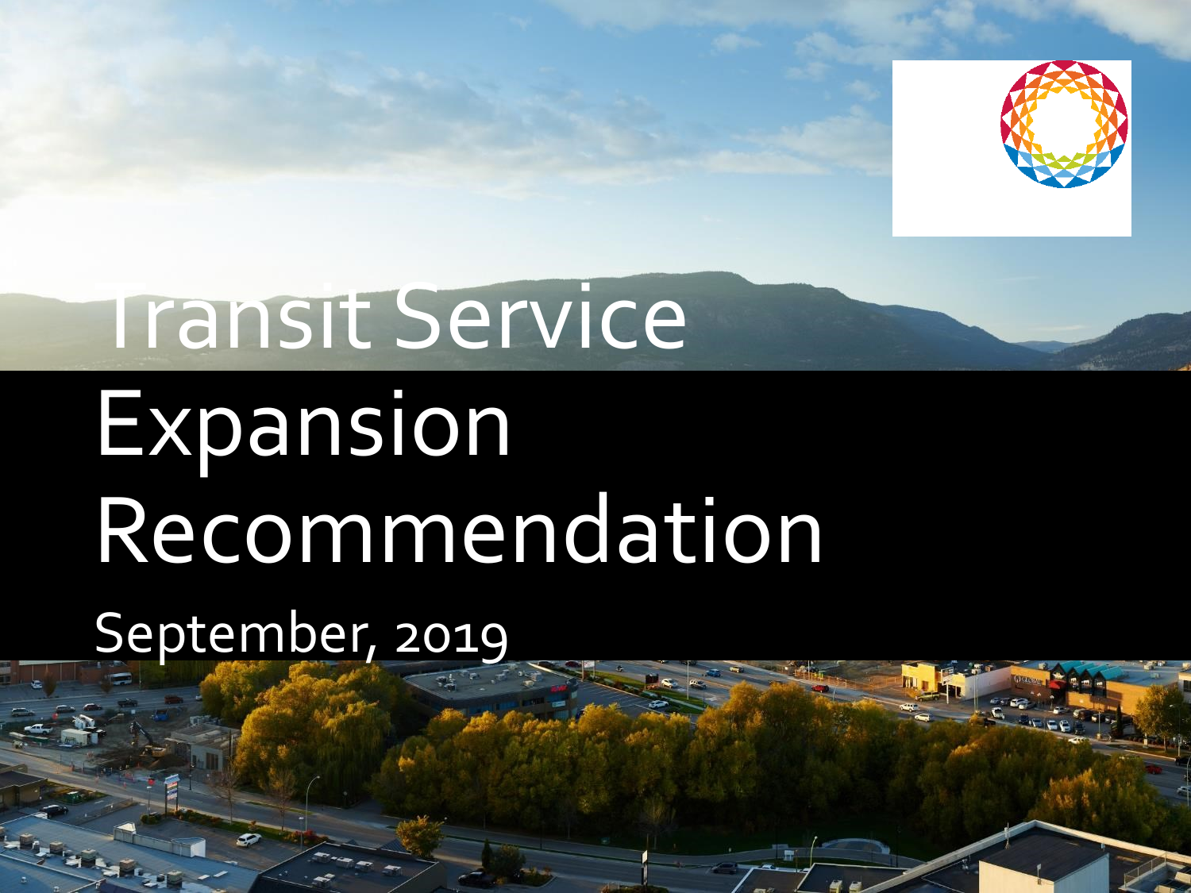# Transit Service Expansion Recommendation

September, 2019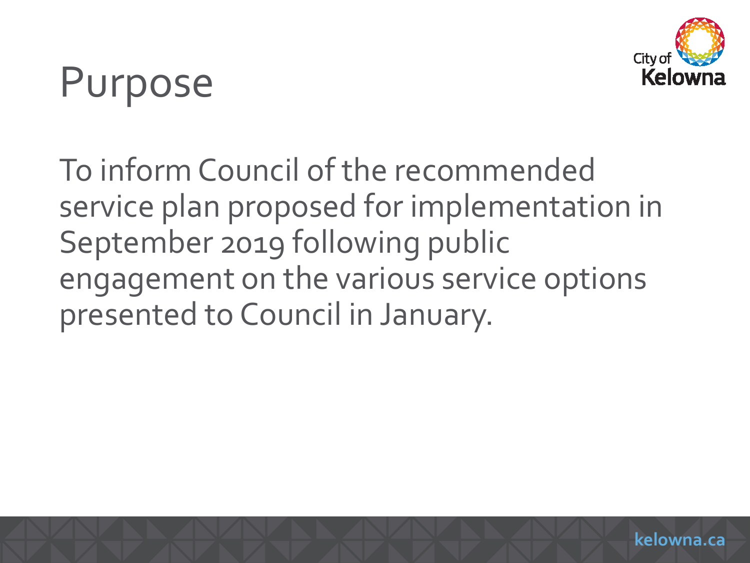# Purpose

To inform Council of the recommended service plan proposed for implementation in September 2019 following public engagement on the various service options presented to Council in January.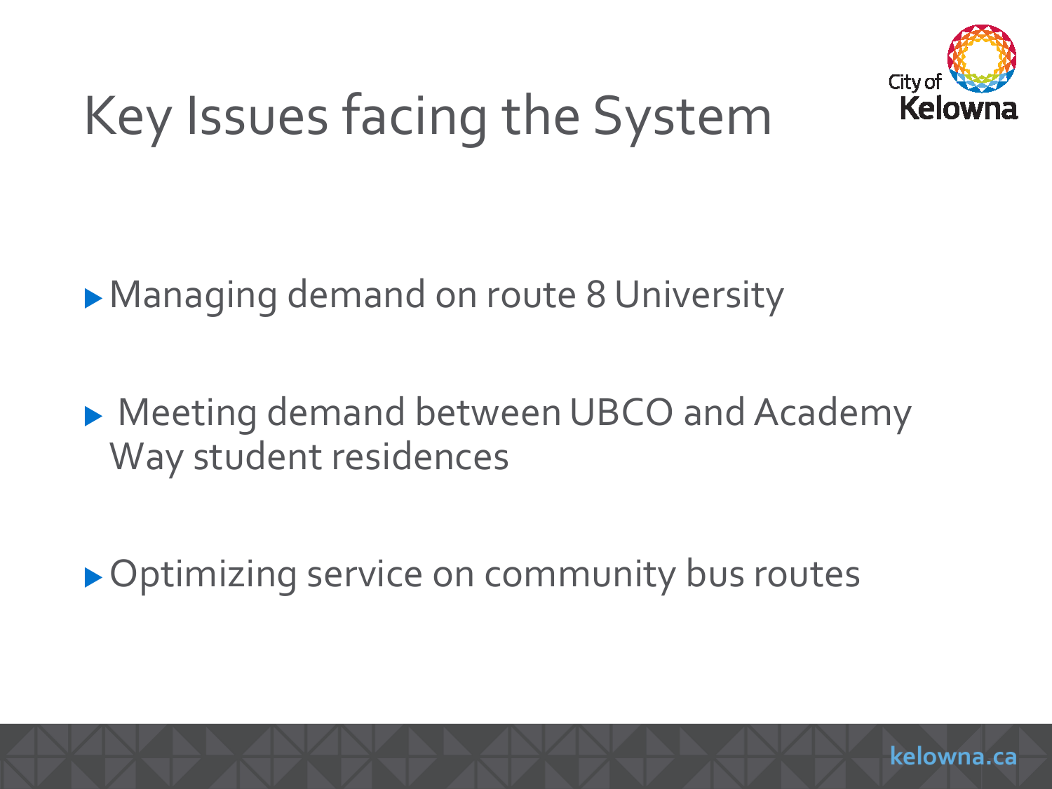# Key Issues facing the System

- Managing demand on route 8 University
- Meeting demand between UBCO and Academy Way student residences
- Optimizing service on community bus routes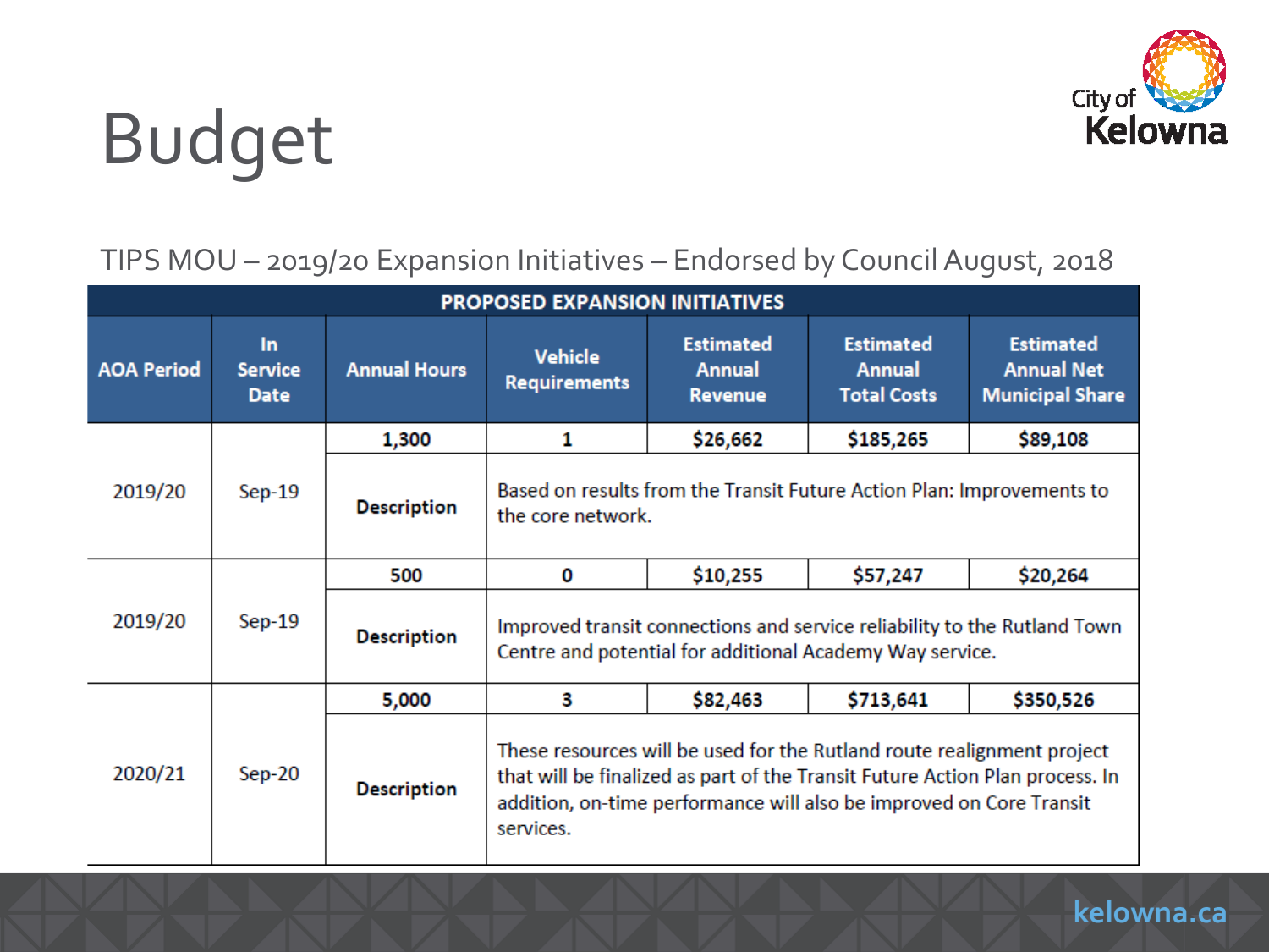# Budget

TIPS MOU – 2019/20 Expansion Initiatives – Endorsed by Council August, 2018

| PROPOSED EXPANSION INITIATIVES | | | | | | |
|---|---|---|---|---|---|---|
| **AOA Period** | **In Service Date** | **Annual Hours** | **Vehicle Requirements** | **Estimated Annual Revenue** | **Estimated Annual Total Costs** | **Estimated Annual Net Municipal Share** |
| 2019/20 | Sep-19 | **1,300** | **1** | **$26,662** | **$185,265** | **$89,108** |
| | | **Description** | Based on results from the Transit Future Action Plan: Improvements to the core network. | | | |
| 2019/20 | Sep-19 | **500** | **0** | **$10,255** | **$57,247** | **$20,264** |
| | | **Description** | Improved transit connections and service reliability to the Rutland Town Centre and potential for additional Academy Way service. | | | |
| 2020/21 | Sep-20 | **5,000** | **3** | **$82,463** | **$713,641** | **$350,526** |
| | | **Description** | These resources will be used for the Rutland route realignment project that will be finalized as part of the Transit Future Action Plan process. In addition, on-time performance will also be improved on Core Transit services. | | | |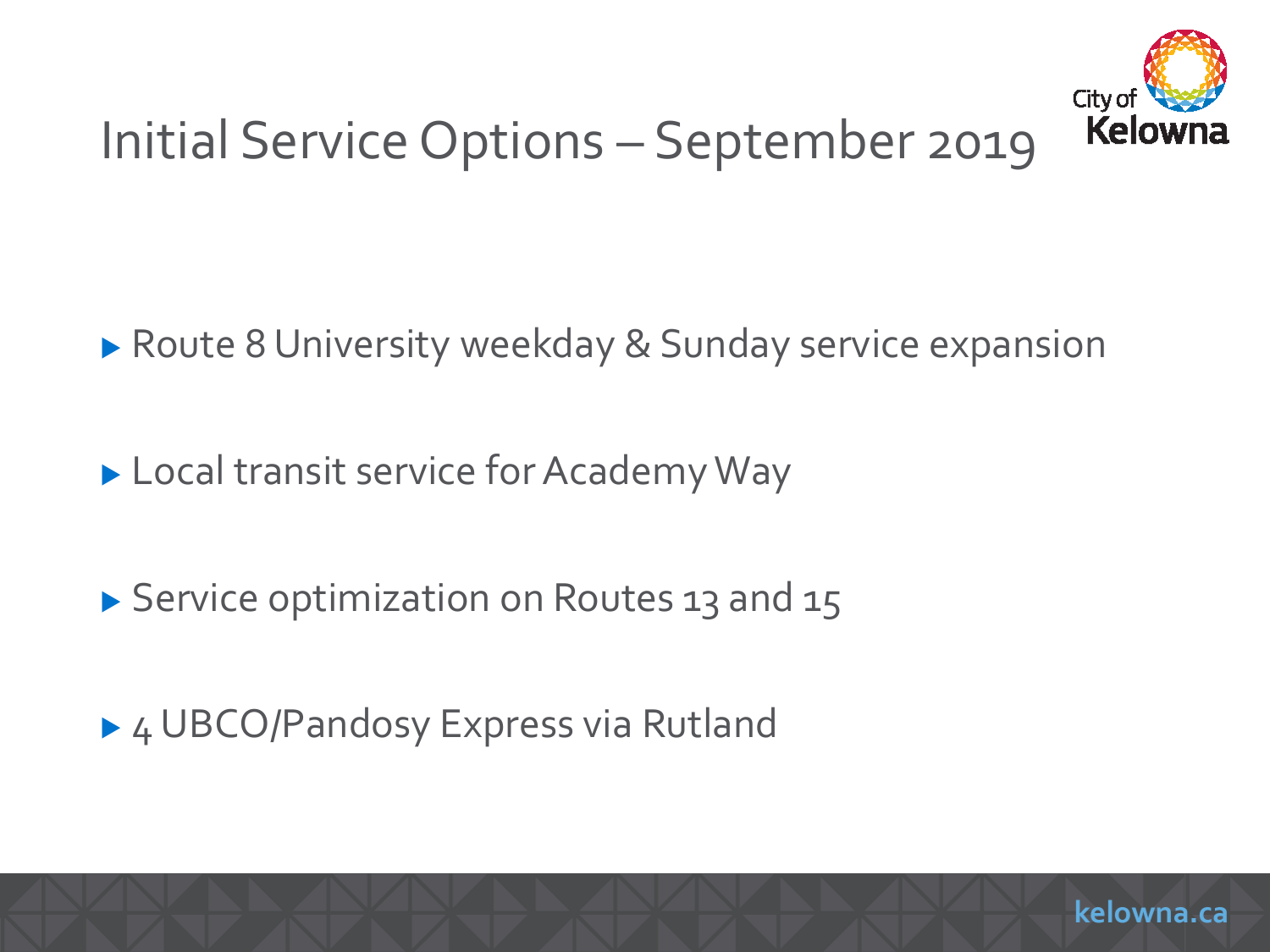# Initial Service Options – September 2019

- Route 8 University weekday & Sunday service expansion
- Local transit service for Academy Way
- Service optimization on Routes 13 and 15
- 4 UBCO/Pandosy Express via Rutland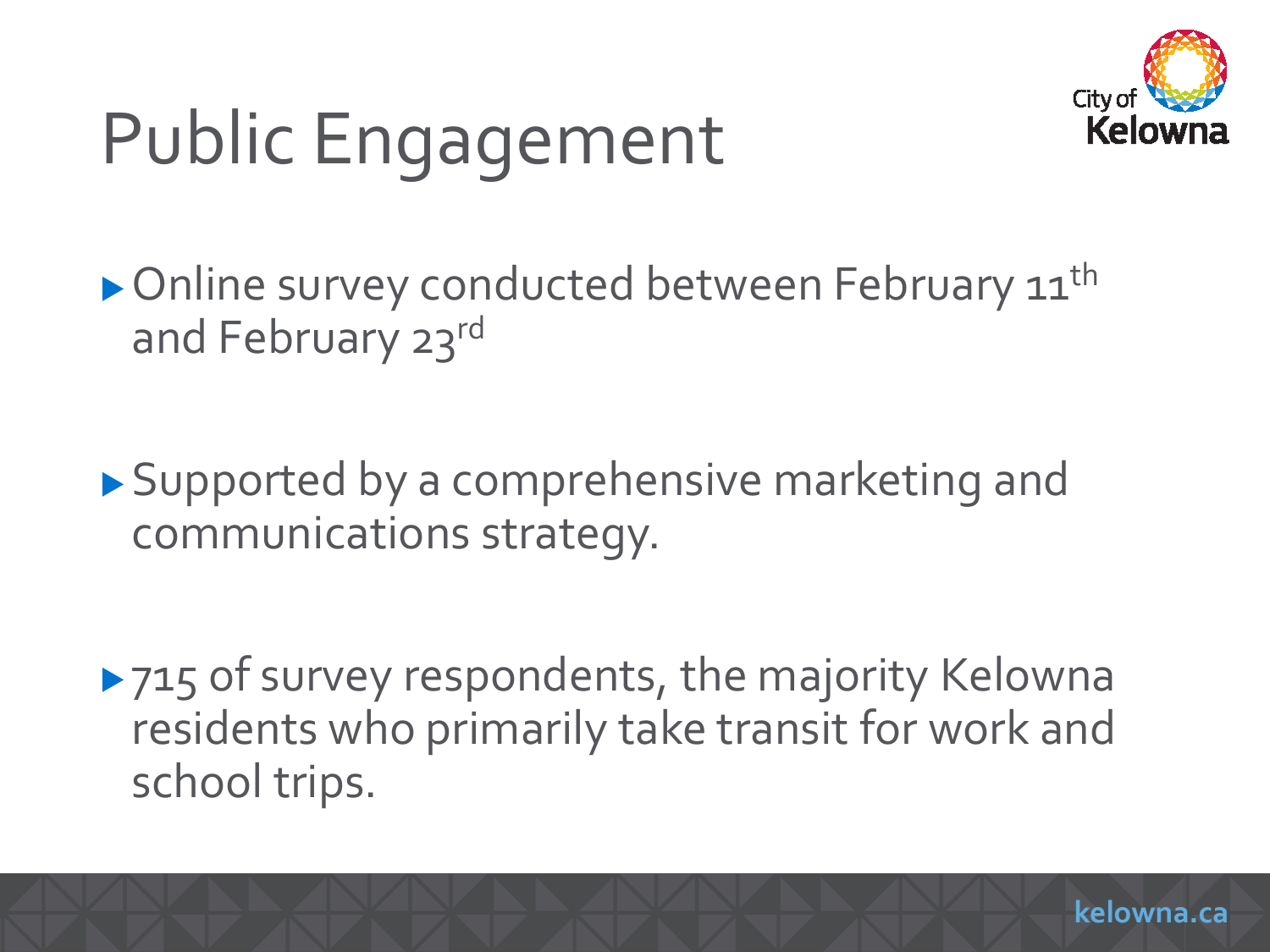# Public Engagement

- Online survey conducted between February 11th and February 23rd

- Supported by a comprehensive marketing and communications strategy.

- 715 of survey respondents, the majority Kelowna residents who primarily take transit for work and school trips.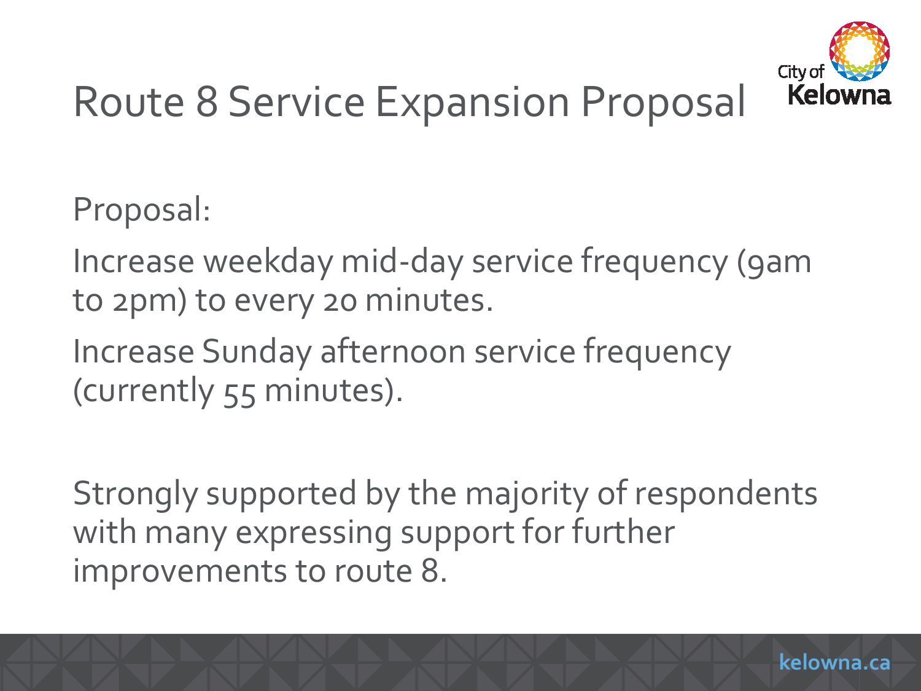# Route 8 Service Expansion Proposal

Proposal:

Increase weekday mid-day service frequency (9am to 2pm) to every 20 minutes.

Increase Sunday afternoon service frequency (currently 55 minutes).

Strongly supported by the majority of respondents with many expressing support for further improvements to route 8.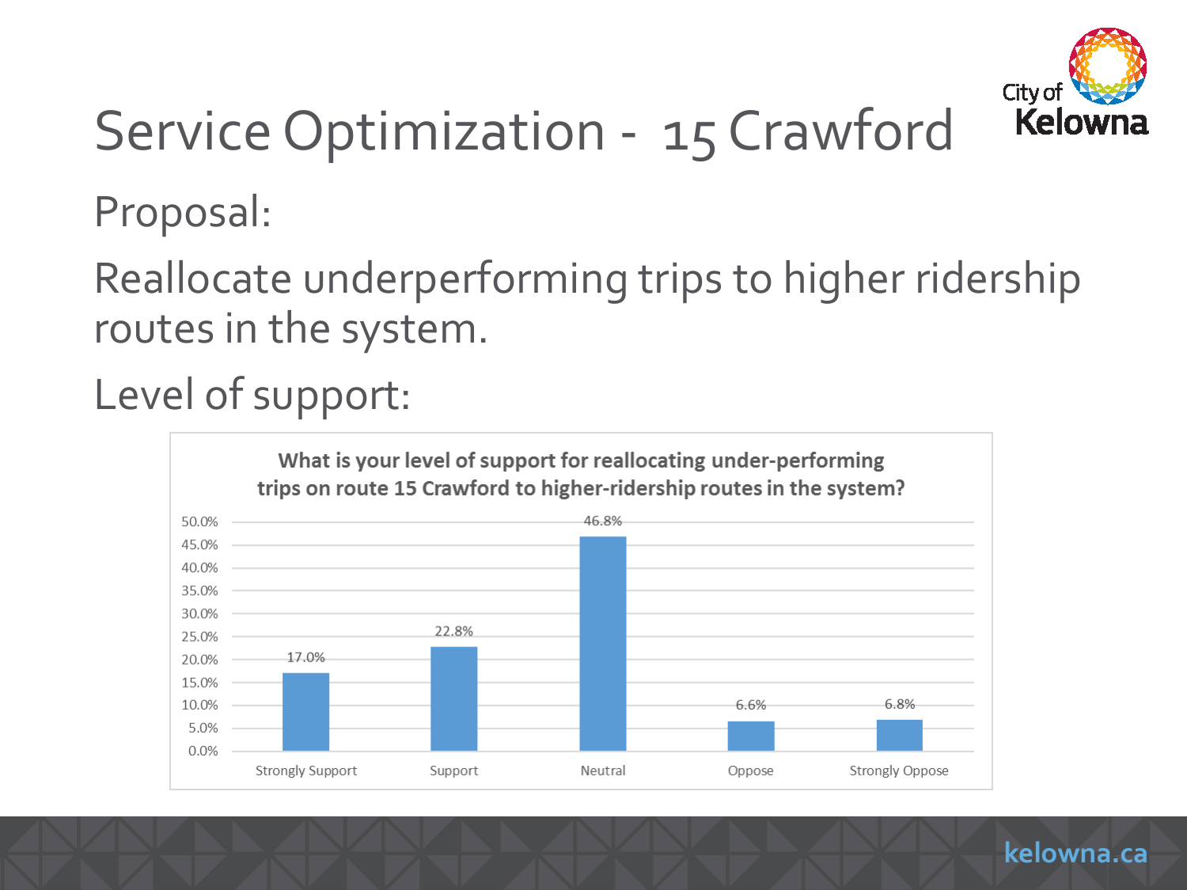# Service Optimization - 15 Crawford

Proposal:

Reallocate underperforming trips to higher ridership routes in the system.

Level of support:

**What is your level of support for reallocating under-performing trips on route 15 Crawford to higher-ridership routes in the system?**

| Response | Percentage |
|---|---|
| Strongly Support | 17.0% |
| Support | 22.8% |
| Neutral | 46.8% |
| Oppose | 6.6% |
| Strongly Oppose | 6.8% |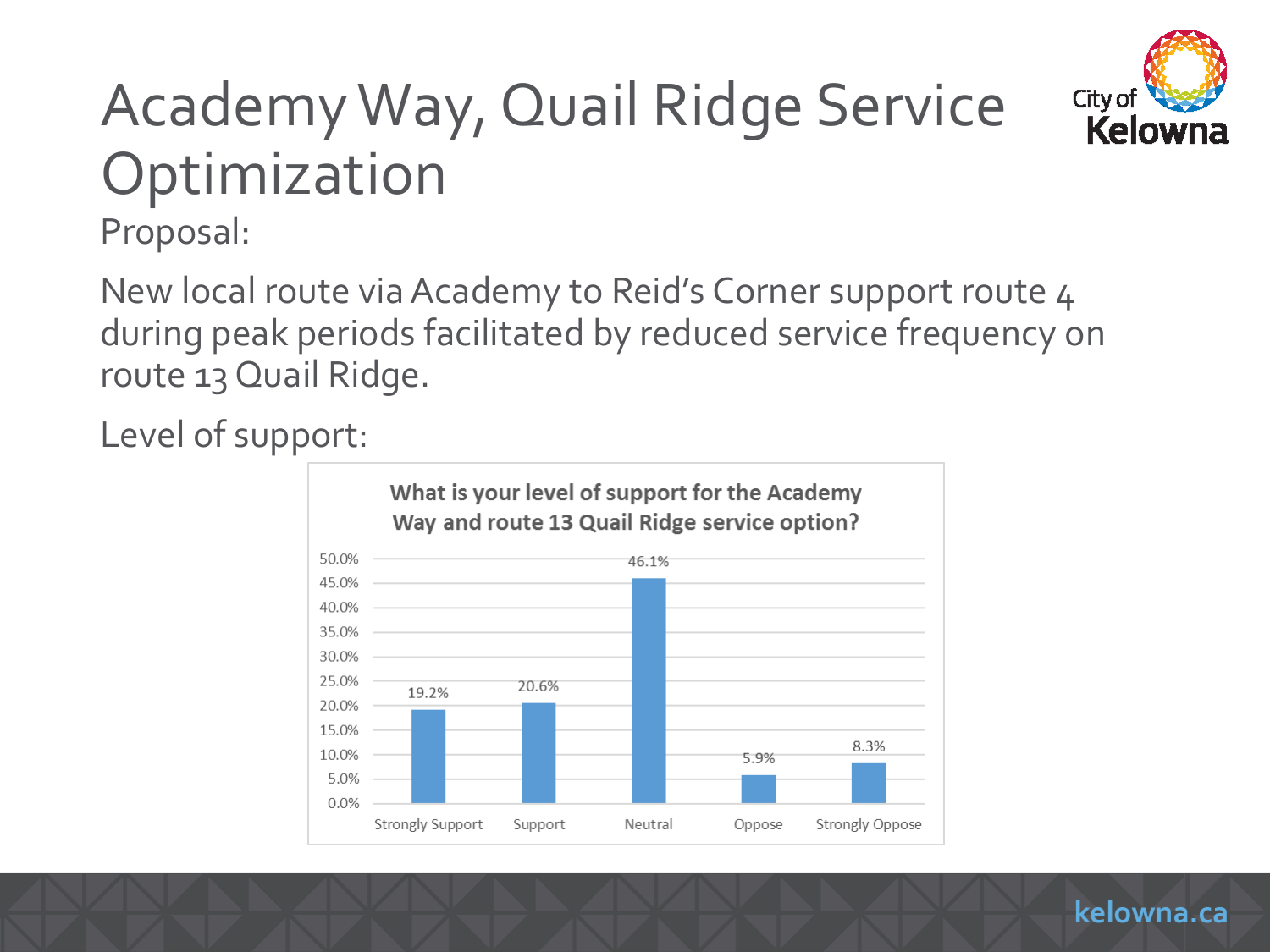# Academy Way, Quail Ridge Service Optimization

Proposal:

New local route via Academy to Reid's Corner support route 4 during peak periods facilitated by reduced service frequency on route 13 Quail Ridge.

Level of support:

**What is your level of support for the Academy Way and route 13 Quail Ridge service option?**

| Response | Percentage |
|---|---|
| Strongly Support | 19.2% |
| Support | 20.6% |
| Neutral | 46.1% |
| Oppose | 5.9% |
| Strongly Oppose | 8.3% |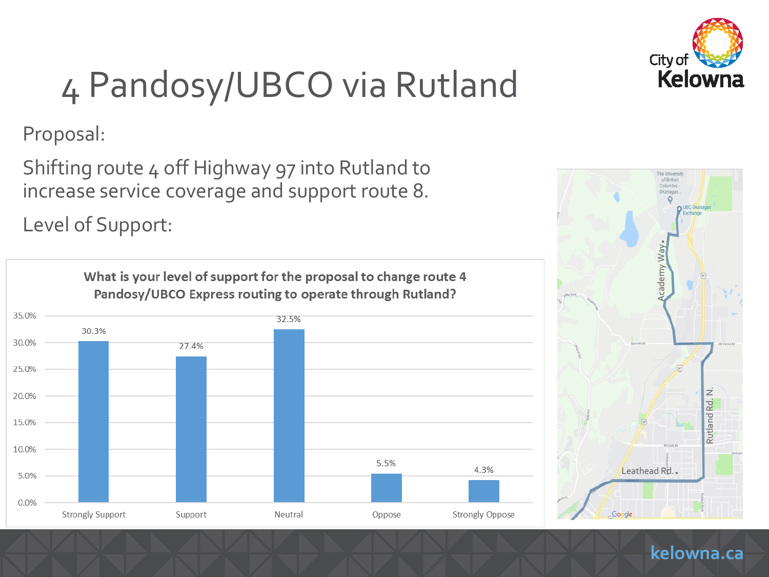# 4 Pandosy/UBCO via Rutland

Proposal:

Shifting route 4 off Highway 97 into Rutland to increase service coverage and support route 8.

Level of Support:

**What is your level of support for the proposal to change route 4 Pandosy/UBCO Express routing to operate through Rutland?**

| Response | Percentage |
|---|---|
| Strongly Support | 30.3% |
| Support | 27.4% |
| Neutral | 32.5% |
| Oppose | 5.5% |
| Strongly Oppose | 4.3% |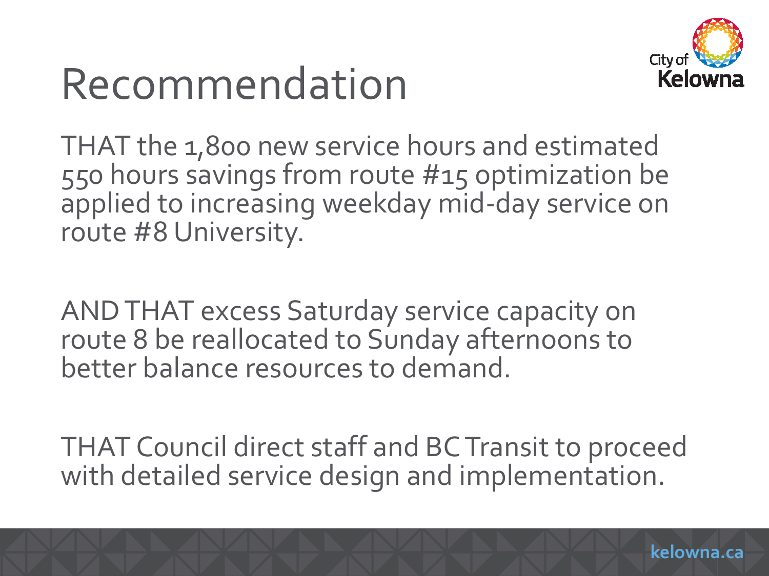# Recommendation

THAT the 1,800 new service hours and estimated 550 hours savings from route #15 optimization be applied to increasing weekday mid-day service on route #8 University.

AND THAT excess Saturday service capacity on route 8 be reallocated to Sunday afternoons to better balance resources to demand.

THAT Council direct staff and BC Transit to proceed with detailed service design and implementation.